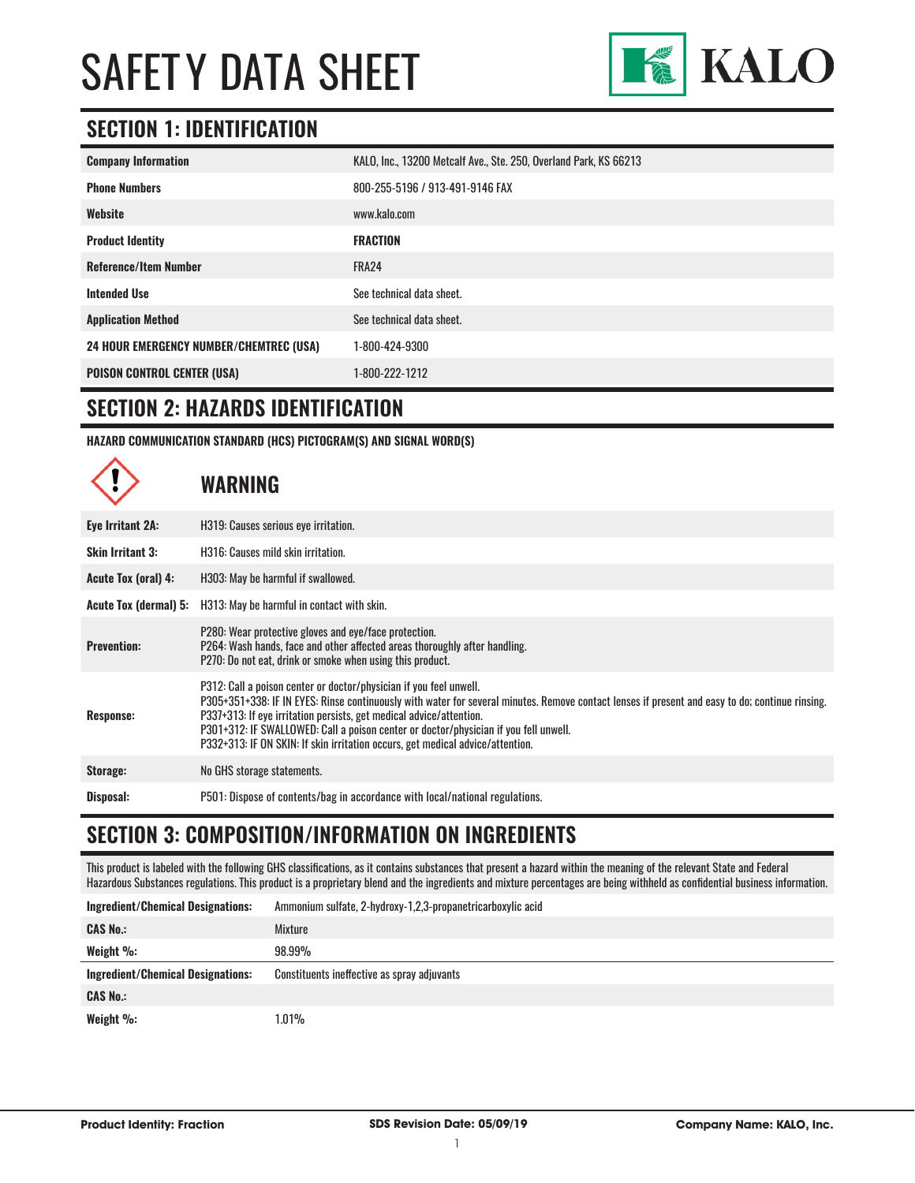# SAFETY DATA SHEET

KALO

## SECTION 1: IDENTIFICATION

| | |
|---|---|
| **Company Information** | KALO, Inc., 13200 Metcalf Ave., Ste. 250, Overland Park, KS 66213 |
| **Phone Numbers** | 800-255-5196 / 913-491-9146 FAX |
| **Website** | www.kalo.com |
| **Product Identity** | **FRACTION** |
| **Reference/Item Number** | FRA24 |
| **Intended Use** | See technical data sheet. |
| **Application Method** | See technical data sheet. |
| **24 HOUR EMERGENCY NUMBER/CHEMTREC (USA)** | 1-800-424-9300 |
| **POISON CONTROL CENTER (USA)** | 1-800-222-1212 |

## SECTION 2: HAZARDS IDENTIFICATION

**HAZARD COMMUNICATION STANDARD (HCS) PICTOGRAM(S) AND SIGNAL WORD(S)**

### WARNING

| | |
|---|---|
| **Eye Irritant 2A:** | H319: Causes serious eye irritation. |
| **Skin Irritant 3:** | H316: Causes mild skin irritation. |
| **Acute Tox (oral) 4:** | H303: May be harmful if swallowed. |
| **Acute Tox (dermal) 5:** | H313: May be harmful in contact with skin. |
| **Prevention:** | P280: Wear protective gloves and eye/face protection.<br>P264: Wash hands, face and other affected areas thoroughly after handling.<br>P270: Do not eat, drink or smoke when using this product. |
| **Response:** | P312: Call a poison center or doctor/physician if you feel unwell.<br>P305+351+338: IF IN EYES: Rinse continuously with water for several minutes. Remove contact lenses if present and easy to do; continue rinsing.<br>P337+313: If eye irritation persists, get medical advice/attention.<br>P301+312: IF SWALLOWED: Call a poison center or doctor/physician if you fell unwell.<br>P332+313: IF ON SKIN: If skin irritation occurs, get medical advice/attention. |
| **Storage:** | No GHS storage statements. |
| **Disposal:** | P501: Dispose of contents/bag in accordance with local/national regulations. |

## SECTION 3: COMPOSITION/INFORMATION ON INGREDIENTS

This product is labeled with the following GHS classifications, as it contains substances that present a hazard within the meaning of the relevant State and Federal Hazardous Substances regulations. This product is a proprietary blend and the ingredients and mixture percentages are being withheld as confidential business information.

| | |
|---|---|
| **Ingredient/Chemical Designations:** | Ammonium sulfate, 2-hydroxy-1,2,3-propanetricarboxylic acid |
| **CAS No.:** | Mixture |
| **Weight %:** | 98.99% |
| **Ingredient/Chemical Designations:** | Constituents ineffective as spray adjuvants |
| **CAS No.:** | |
| **Weight %:** | 1.01% |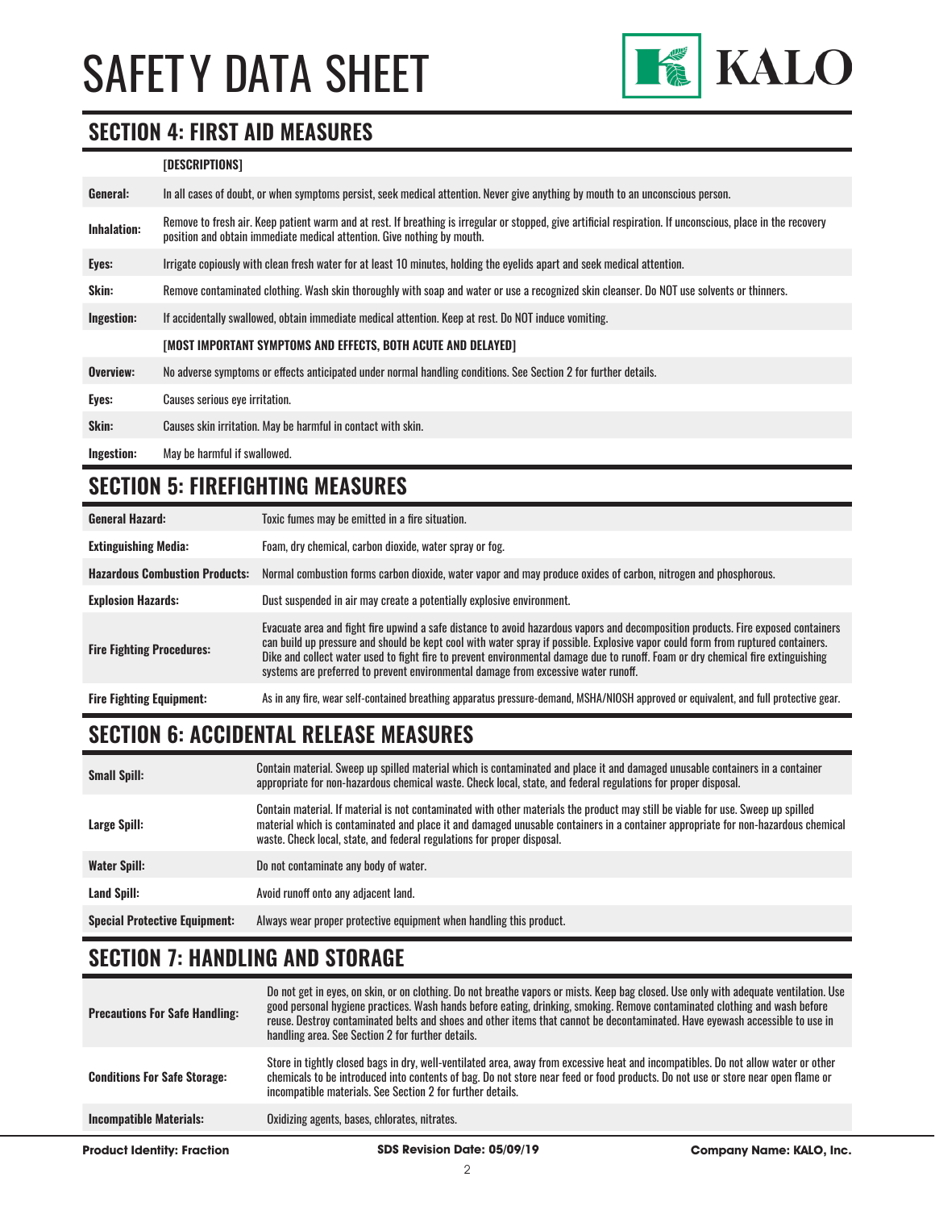## SECTION 4: FIRST AID MEASURES

| | [DESCRIPTIONS] |
|---|---|
| **General:** | In all cases of doubt, or when symptoms persist, seek medical attention. Never give anything by mouth to an unconscious person. |
| **Inhalation:** | Remove to fresh air. Keep patient warm and at rest. If breathing is irregular or stopped, give artificial respiration. If unconscious, place in the recovery position and obtain immediate medical attention. Give nothing by mouth. |
| **Eyes:** | Irrigate copiously with clean fresh water for at least 10 minutes, holding the eyelids apart and seek medical attention. |
| **Skin:** | Remove contaminated clothing. Wash skin thoroughly with soap and water or use a recognized skin cleanser. Do NOT use solvents or thinners. |
| **Ingestion:** | If accidentally swallowed, obtain immediate medical attention. Keep at rest. Do NOT induce vomiting. |
| | **[MOST IMPORTANT SYMPTOMS AND EFFECTS, BOTH ACUTE AND DELAYED]** |
| **Overview:** | No adverse symptoms or effects anticipated under normal handling conditions. See Section 2 for further details. |
| **Eyes:** | Causes serious eye irritation. |
| **Skin:** | Causes skin irritation. May be harmful in contact with skin. |
| **Ingestion:** | May be harmful if swallowed. |

## SECTION 5: FIREFIGHTING MEASURES

| | |
|---|---|
| **General Hazard:** | Toxic fumes may be emitted in a fire situation. |
| **Extinguishing Media:** | Foam, dry chemical, carbon dioxide, water spray or fog. |
| **Hazardous Combustion Products:** | Normal combustion forms carbon dioxide, water vapor and may produce oxides of carbon, nitrogen and phosphorous. |
| **Explosion Hazards:** | Dust suspended in air may create a potentially explosive environment. |
| **Fire Fighting Procedures:** | Evacuate area and fight fire upwind a safe distance to avoid hazardous vapors and decomposition products. Fire exposed containers can build up pressure and should be kept cool with water spray if possible. Explosive vapor could form from ruptured containers. Dike and collect water used to fight fire to prevent environmental damage due to runoff. Foam or dry chemical fire extinguishing systems are preferred to prevent environmental damage from excessive water runoff. |
| **Fire Fighting Equipment:** | As in any fire, wear self-contained breathing apparatus pressure-demand, MSHA/NIOSH approved or equivalent, and full protective gear. |

## SECTION 6: ACCIDENTAL RELEASE MEASURES

| | |
|---|---|
| **Small Spill:** | Contain material. Sweep up spilled material which is contaminated and place it and damaged unusable containers in a container appropriate for non-hazardous chemical waste. Check local, state, and federal regulations for proper disposal. |
| **Large Spill:** | Contain material. If material is not contaminated with other materials the product may still be viable for use. Sweep up spilled material which is contaminated and place it and damaged unusable containers in a container appropriate for non-hazardous chemical waste. Check local, state, and federal regulations for proper disposal. |
| **Water Spill:** | Do not contaminate any body of water. |
| **Land Spill:** | Avoid runoff onto any adjacent land. |
| **Special Protective Equipment:** | Always wear proper protective equipment when handling this product. |

## SECTION 7: HANDLING AND STORAGE

| | |
|---|---|
| **Precautions For Safe Handling:** | Do not get in eyes, on skin, or on clothing. Do not breathe vapors or mists. Keep bag closed. Use only with adequate ventilation. Use good personal hygiene practices. Wash hands before eating, drinking, smoking. Remove contaminated clothing and wash before reuse. Destroy contaminated belts and shoes and other items that cannot be decontaminated. Have eyewash accessible to use in handling area. See Section 2 for further details. |
| **Conditions For Safe Storage:** | Store in tightly closed bags in dry, well-ventilated area, away from excessive heat and incompatibles. Do not allow water or other chemicals to be introduced into contents of bag. Do not store near feed or food products. Do not use or store near open flame or incompatible materials. See Section 2 for further details. |
| **Incompatible Materials:** | Oxidizing agents, bases, chlorates, nitrates. |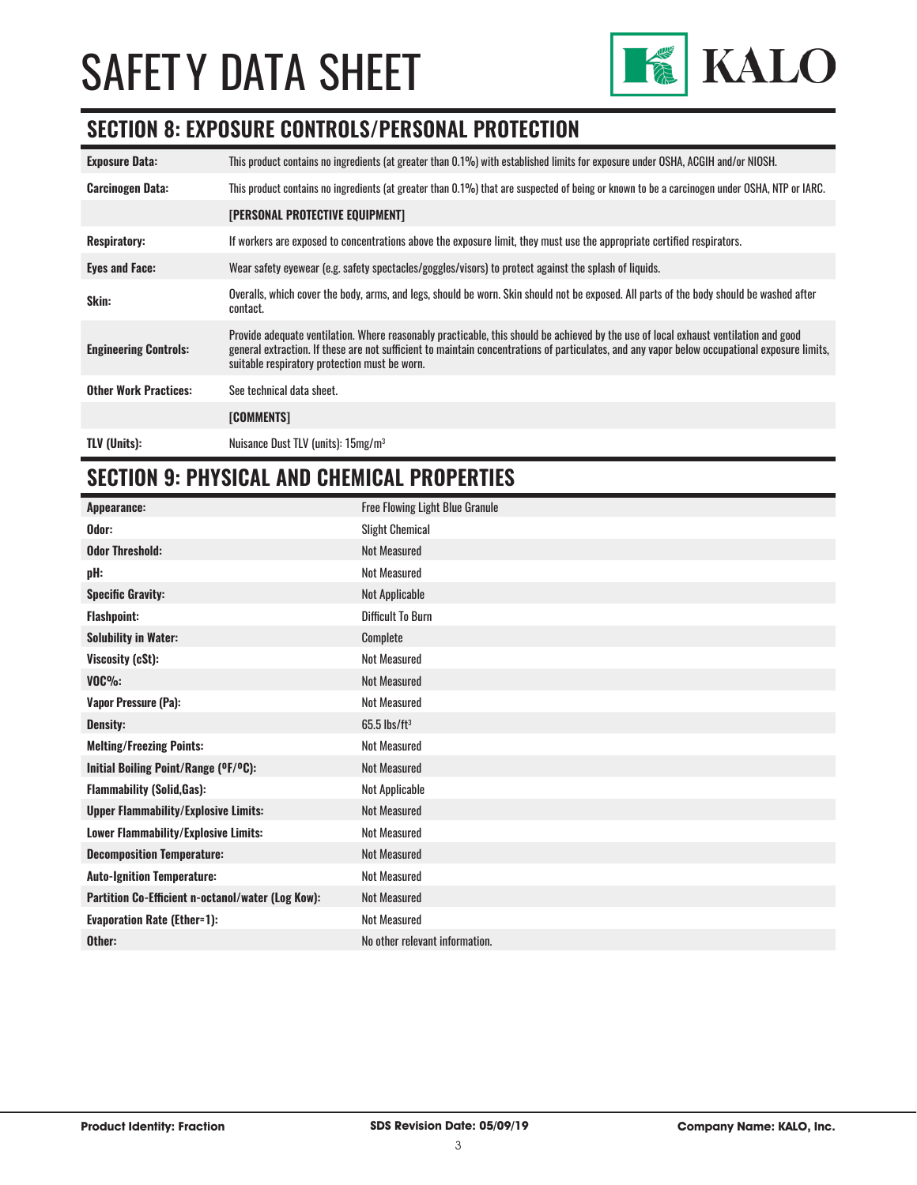# SAFETY DATA SHEET

## SECTION 8: EXPOSURE CONTROLS/PERSONAL PROTECTION

| | |
|---|---|
| **Exposure Data:** | This product contains no ingredients (at greater than 0.1%) with established limits for exposure under OSHA, ACGIH and/or NIOSH. |
| **Carcinogen Data:** | This product contains no ingredients (at greater than 0.1%) that are suspected of being or known to be a carcinogen under OSHA, NTP or IARC. |
| | **[PERSONAL PROTECTIVE EQUIPMENT]** |
| **Respiratory:** | If workers are exposed to concentrations above the exposure limit, they must use the appropriate certified respirators. |
| **Eyes and Face:** | Wear safety eyewear (e.g. safety spectacles/goggles/visors) to protect against the splash of liquids. |
| **Skin:** | Overalls, which cover the body, arms, and legs, should be worn. Skin should not be exposed. All parts of the body should be washed after contact. |
| **Engineering Controls:** | Provide adequate ventilation. Where reasonably practicable, this should be achieved by the use of local exhaust ventilation and good general extraction. If these are not sufficient to maintain concentrations of particulates, and any vapor below occupational exposure limits, suitable respiratory protection must be worn. |
| **Other Work Practices:** | See technical data sheet. |
| | **[COMMENTS]** |
| **TLV (Units):** | Nuisance Dust TLV (units): 15mg/$m^3$ |

## SECTION 9: PHYSICAL AND CHEMICAL PROPERTIES

| | |
|---|---|
| **Appearance:** | Free Flowing Light Blue Granule |
| **Odor:** | Slight Chemical |
| **Odor Threshold:** | Not Measured |
| **pH:** | Not Measured |
| **Specific Gravity:** | Not Applicable |
| **Flashpoint:** | Difficult To Burn |
| **Solubility in Water:** | Complete |
| **Viscosity (cSt):** | Not Measured |
| **VOC%:** | Not Measured |
| **Vapor Pressure (Pa):** | Not Measured |
| **Density:** | 65.5 lbs/$ft^3$ |
| **Melting/Freezing Points:** | Not Measured |
| **Initial Boiling Point/Range (ºF/ºC):** | Not Measured |
| **Flammability (Solid,Gas):** | Not Applicable |
| **Upper Flammability/Explosive Limits:** | Not Measured |
| **Lower Flammability/Explosive Limits:** | Not Measured |
| **Decomposition Temperature:** | Not Measured |
| **Auto-Ignition Temperature:** | Not Measured |
| **Partition Co-Efficient n-octanol/water (Log Kow):** | Not Measured |
| **Evaporation Rate (Ether=1):** | Not Measured |
| **Other:** | No other relevant information. |

**Product Identity: Fraction** **SDS Revision Date: 05/09/19** **Company Name: KALO, Inc.**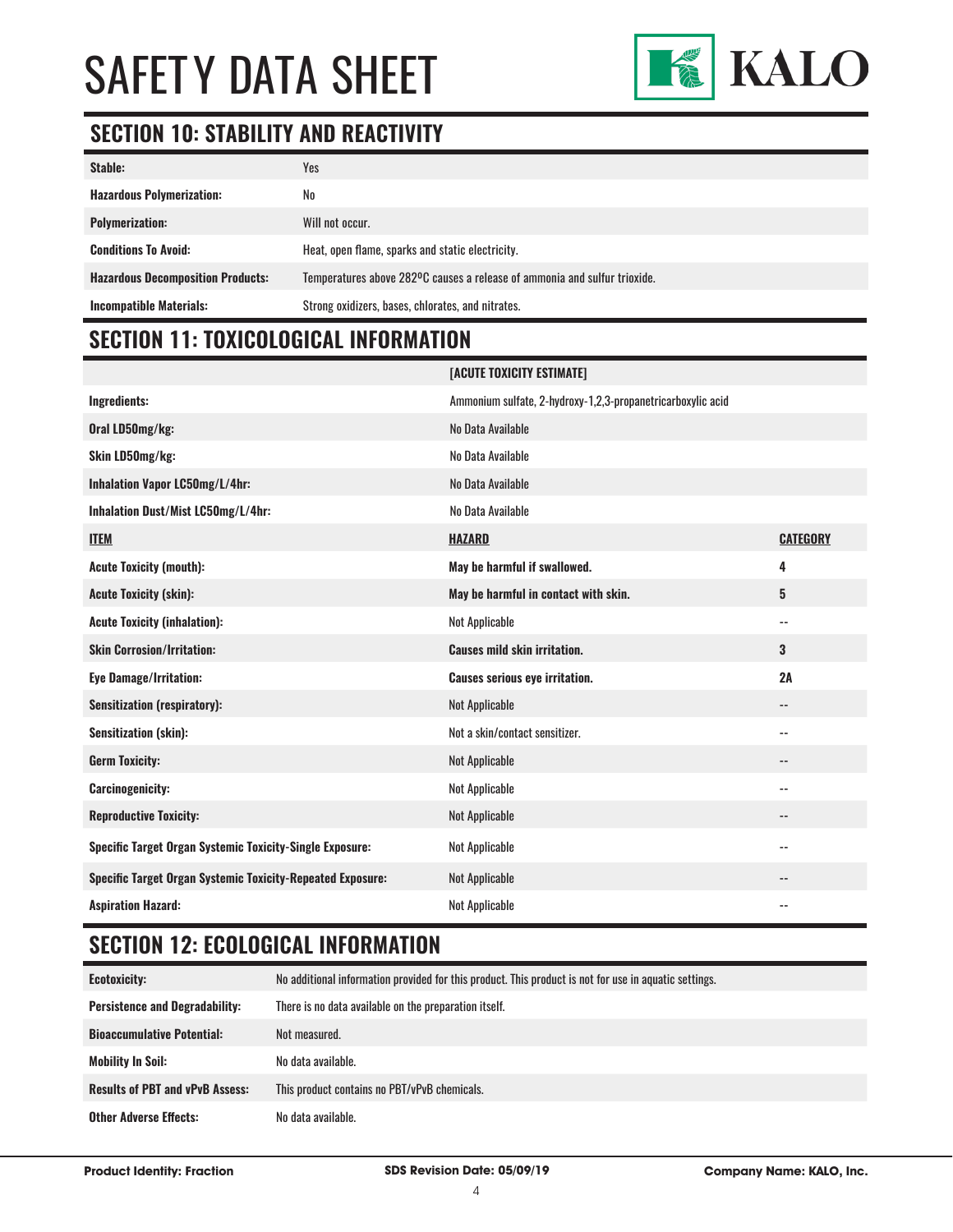# SAFETY DATA SHEET

## SECTION 10: STABILITY AND REACTIVITY

| | |
|---|---|
| **Stable:** | Yes |
| **Hazardous Polymerization:** | No |
| **Polymerization:** | Will not occur. |
| **Conditions To Avoid:** | Heat, open flame, sparks and static electricity. |
| **Hazardous Decomposition Products:** | Temperatures above 282ºC causes a release of ammonia and sulfur trioxide. |
| **Incompatible Materials:** | Strong oxidizers, bases, chlorates, and nitrates. |

## SECTION 11: TOXICOLOGICAL INFORMATION

| | **[ACUTE TOXICITY ESTIMATE]** | |
|---|---|---|
| **Ingredients:** | Ammonium sulfate, 2-hydroxy-1,2,3-propanetricarboxylic acid | |
| **Oral LD50mg/kg:** | No Data Available | |
| **Skin LD50mg/kg:** | No Data Available | |
| **Inhalation Vapor LC50mg/L/4hr:** | No Data Available | |
| **Inhalation Dust/Mist LC50mg/L/4hr:** | No Data Available | |
| **ITEM** | **HAZARD** | **CATEGORY** |
| **Acute Toxicity (mouth):** | **May be harmful if swallowed.** | **4** |
| **Acute Toxicity (skin):** | **May be harmful in contact with skin.** | **5** |
| **Acute Toxicity (inhalation):** | Not Applicable | -- |
| **Skin Corrosion/Irritation:** | **Causes mild skin irritation.** | **3** |
| **Eye Damage/Irritation:** | **Causes serious eye irritation.** | **2A** |
| **Sensitization (respiratory):** | Not Applicable | -- |
| **Sensitization (skin):** | Not a skin/contact sensitizer. | -- |
| **Germ Toxicity:** | Not Applicable | -- |
| **Carcinogenicity:** | Not Applicable | -- |
| **Reproductive Toxicity:** | Not Applicable | -- |
| **Specific Target Organ Systemic Toxicity-Single Exposure:** | Not Applicable | -- |
| **Specific Target Organ Systemic Toxicity-Repeated Exposure:** | Not Applicable | -- |
| **Aspiration Hazard:** | Not Applicable | -- |

## SECTION 12: ECOLOGICAL INFORMATION

| | |
|---|---|
| **Ecotoxicity:** | No additional information provided for this product. This product is not for use in aquatic settings. |
| **Persistence and Degradability:** | There is no data available on the preparation itself. |
| **Bioaccumulative Potential:** | Not measured. |
| **Mobility In Soil:** | No data available. |
| **Results of PBT and vPvB Assess:** | This product contains no PBT/vPvB chemicals. |
| **Other Adverse Effects:** | No data available. |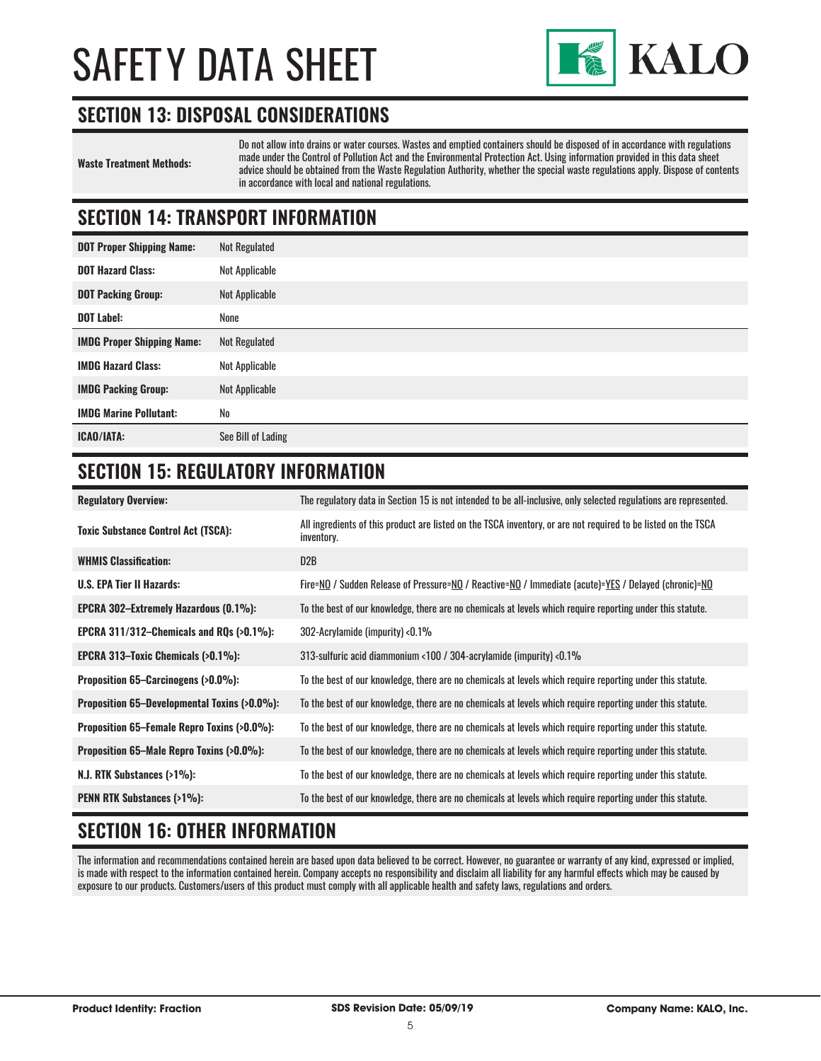# SAFETY DATA SHEET

## SECTION 13: DISPOSAL CONSIDERATIONS

| | |
|---|---|
| **Waste Treatment Methods:** | Do not allow into drains or water courses. Wastes and emptied containers should be disposed of in accordance with regulations made under the Control of Pollution Act and the Environmental Protection Act. Using information provided in this data sheet advice should be obtained from the Waste Regulation Authority, whether the special waste regulations apply. Dispose of contents in accordance with local and national regulations. |

## SECTION 14: TRANSPORT INFORMATION

| | |
|---|---|
| **DOT Proper Shipping Name:** | Not Regulated |
| **DOT Hazard Class:** | Not Applicable |
| **DOT Packing Group:** | Not Applicable |
| **DOT Label:** | None |
| **IMDG Proper Shipping Name:** | Not Regulated |
| **IMDG Hazard Class:** | Not Applicable |
| **IMDG Packing Group:** | Not Applicable |
| **IMDG Marine Pollutant:** | No |
| **ICAO/IATA:** | See Bill of Lading |

## SECTION 15: REGULATORY INFORMATION

| | |
|---|---|
| **Regulatory Overview:** | The regulatory data in Section 15 is not intended to be all-inclusive, only selected regulations are represented. |
| **Toxic Substance Control Act (TSCA):** | All ingredients of this product are listed on the TSCA inventory, or are not required to be listed on the TSCA inventory. |
| **WHMIS Classification:** | D2B |
| **U.S. EPA Tier II Hazards:** | Fire=NO / Sudden Release of Pressure=NO / Reactive=NO / Immediate (acute)=YES / Delayed (chronic)=NO |
| **EPCRA 302–Extremely Hazardous (0.1%):** | To the best of our knowledge, there are no chemicals at levels which require reporting under this statute. |
| **EPCRA 311/312–Chemicals and RQs (>0.1%):** | 302-Acrylamide (impurity) <0.1% |
| **EPCRA 313–Toxic Chemicals (>0.1%):** | 313-sulfuric acid diammonium <100 / 304-acrylamide (impurity) <0.1% |
| **Proposition 65–Carcinogens (>0.0%):** | To the best of our knowledge, there are no chemicals at levels which require reporting under this statute. |
| **Proposition 65–Developmental Toxins (>0.0%):** | To the best of our knowledge, there are no chemicals at levels which require reporting under this statute. |
| **Proposition 65–Female Repro Toxins (>0.0%):** | To the best of our knowledge, there are no chemicals at levels which require reporting under this statute. |
| **Proposition 65–Male Repro Toxins (>0.0%):** | To the best of our knowledge, there are no chemicals at levels which require reporting under this statute. |
| **N.J. RTK Substances (>1%):** | To the best of our knowledge, there are no chemicals at levels which require reporting under this statute. |
| **PENN RTK Substances (>1%):** | To the best of our knowledge, there are no chemicals at levels which require reporting under this statute. |

## SECTION 16: OTHER INFORMATION

The information and recommendations contained herein are based upon data believed to be correct. However, no guarantee or warranty of any kind, expressed or implied, is made with respect to the information contained herein. Company accepts no responsibility and disclaim all liability for any harmful effects which may be caused by exposure to our products. Customers/users of this product must comply with all applicable health and safety laws, regulations and orders.

**Product Identity: Fraction** | **SDS Revision Date: 05/09/19** | **Company Name: KALO, Inc.**